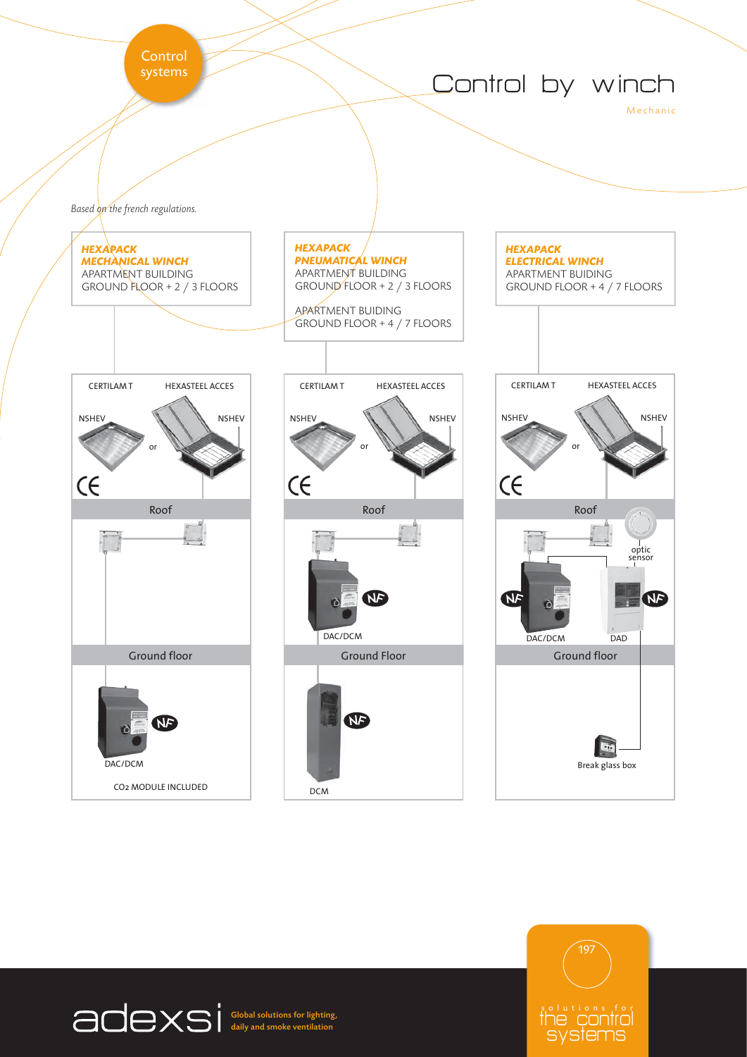Control systems

# Control by winch

Mechanic

*Based on the french regulations.*

**_HEXAPACK_**
**_MECHANICAL WINCH_**
APARTMENT BUILDING
GROUND FLOOR + 2 / 3 FLOORS

CERTILAM T — HEXASTEEL ACCES

NSHEV — or — NSHEV

CE

Roof

Ground floor

DAC/DCM

CO2 MODULE INCLUDED

**_HEXAPACK_**
**_PNEUMATICAL WINCH_**
APARTMENT BUILDING
GROUND FLOOR + 2 / 3 FLOORS

APARTMENT BUIDING
GROUND FLOOR + 4 / 7 FLOORS

CERTILAM T — HEXASTEEL ACCES

NSHEV — or — NSHEV

CE

Roof

DAC/DCM

Ground Floor

DCM

**_HEXAPACK_**
**_ELECTRICAL WINCH_**
APARTMENT BUIDING
GROUND FLOOR + 4 / 7 FLOORS

CERTILAM T — HEXASTEEL ACCES

NSHEV — or — NSHEV

CE

Roof

optic sensor

DAC/DCM — DAD

Ground floor

Break glass box

adexsi — Global solutions for lighting, daily and smoke ventilation

solutions for the control systems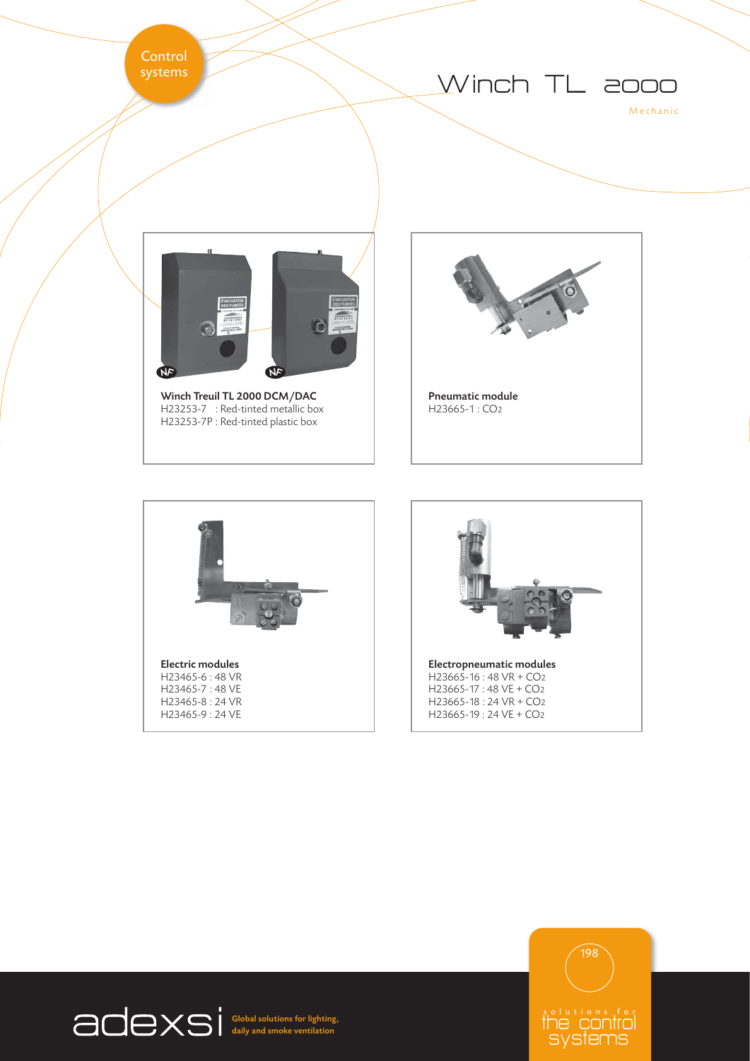Control systems

# Winch TL 2000

Mechanic

**Winch Treuil TL 2000 DCM/DAC**
H23253-7 : Red-tinted metallic box
H23253-7P : Red-tinted plastic box

**Pneumatic module**
H23665-1 : $CO_2$

**Electric modules**
H23465-6 : 48 VR
H23465-7 : 48 VE
H23465-8 : 24 VR
H23465-9 : 24 VE

**Electropneumatic modules**
H23665-16 : 48 VR + $CO_2$
H23665-17 : 48 VE + $CO_2$
H23665-18 : 24 VR + $CO_2$
H23665-19 : 24 VE + $CO_2$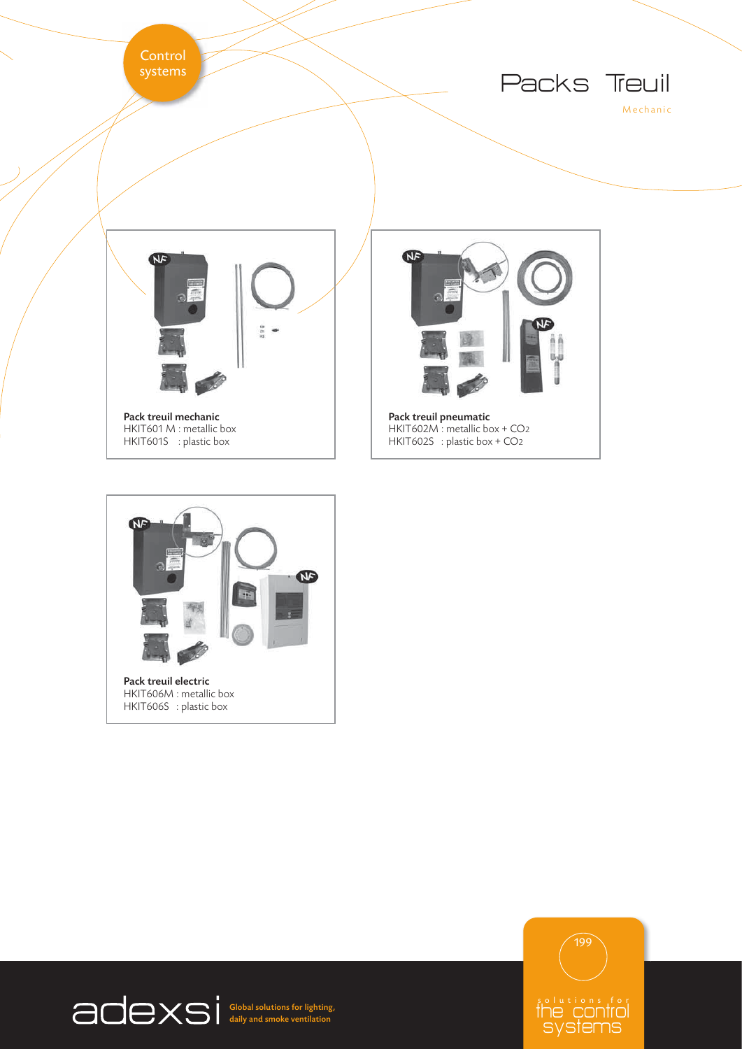Control systems

# Packs Treuil

Mechanic

**Pack treuil mechanic**
HKIT601 M : metallic box
HKIT601S : plastic box

**Pack treuil pneumatic**
HKIT602M : metallic box + $CO_2$
HKIT602S : plastic box + $CO_2$

**Pack treuil electric**
HKIT606M : metallic box
HKIT606S : plastic box

adexsi Global solutions for lighting, daily and smoke ventilation

solutions for the control systems